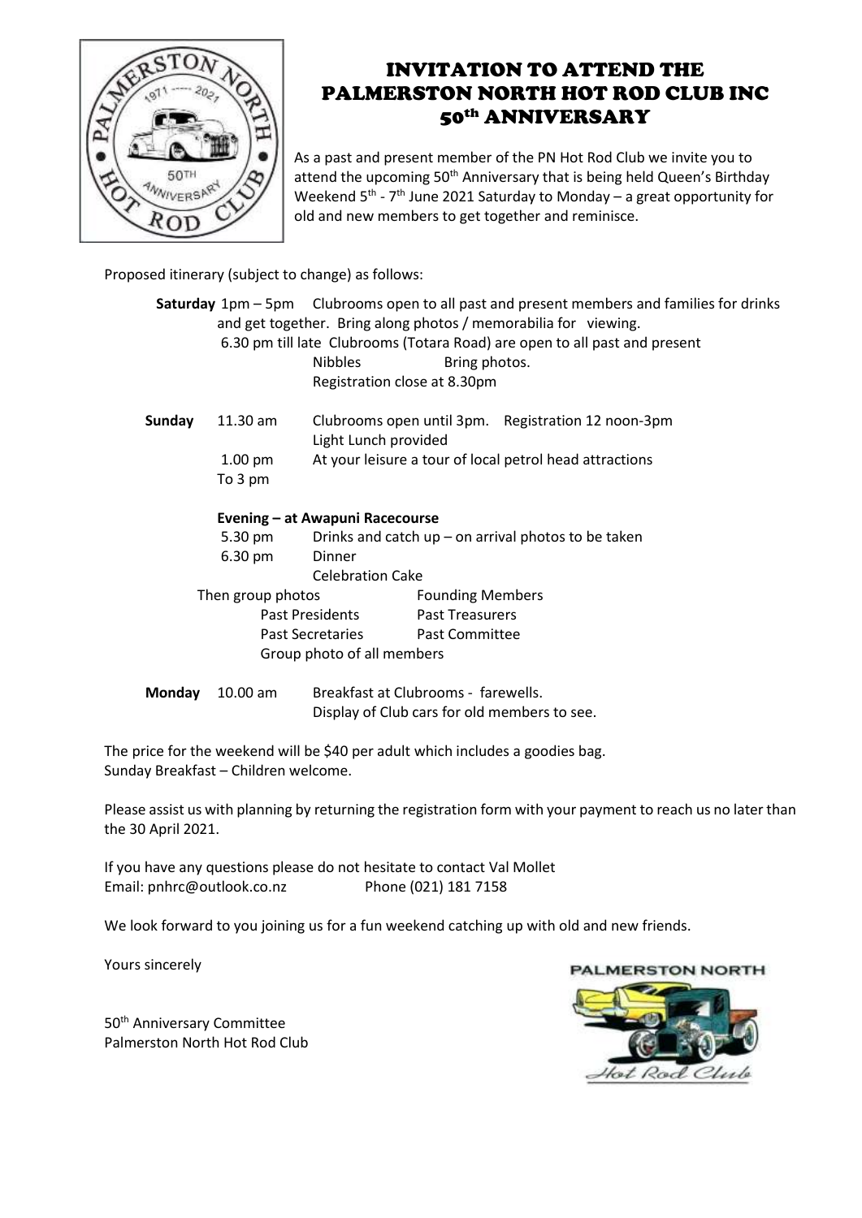# INVITATION TO ATTEND THE PALMERSTON NORTH HOT ROD CLUB INC 50th ANNIVERSARY

As a past and present member of the PN Hot Rod Club we invite you to attend the upcoming 50th Anniversary that is being held Queen's Birthday Weekend 5th - 7th June 2021 Saturday to Monday – a great opportunity for old and new members to get together and reminisce.

Proposed itinerary (subject to change) as follows:

**Saturday** 1pm – 5pm Clubrooms open to all past and present members and families for drinks and get together. Bring along photos / memorabilia for viewing.

6.30 pm till late Clubrooms (Totara Road) are open to all past and present

Nibbles Bring photos.

Registration close at 8.30pm

**Sunday** 11.30 am Clubrooms open until 3pm. Registration 12 noon-3pm

Light Lunch provided

1.00 pm To 3 pm At your leisure a tour of local petrol head attractions

**Evening – at Awapuni Racecourse**

5.30 pm Drinks and catch up – on arrival photos to be taken

6.30 pm Dinner

Celebration Cake

Then group photos

- Founding Members
- Past Presidents
- Past Treasurers
- Past Secretaries
- Past Committee
- Group photo of all members

**Monday** 10.00 am Breakfast at Clubrooms - farewells.

Display of Club cars for old members to see.

The price for the weekend will be $40 per adult which includes a goodies bag.
Sunday Breakfast – Children welcome.

Please assist us with planning by returning the registration form with your payment to reach us no later than the 30 April 2021.

If you have any questions please do not hesitate to contact Val Mollet
Email: pnhrc@outlook.co.nz Phone (021) 181 7158

We look forward to you joining us for a fun weekend catching up with old and new friends.

Yours sincerely

50th Anniversary Committee
Palmerston North Hot Rod Club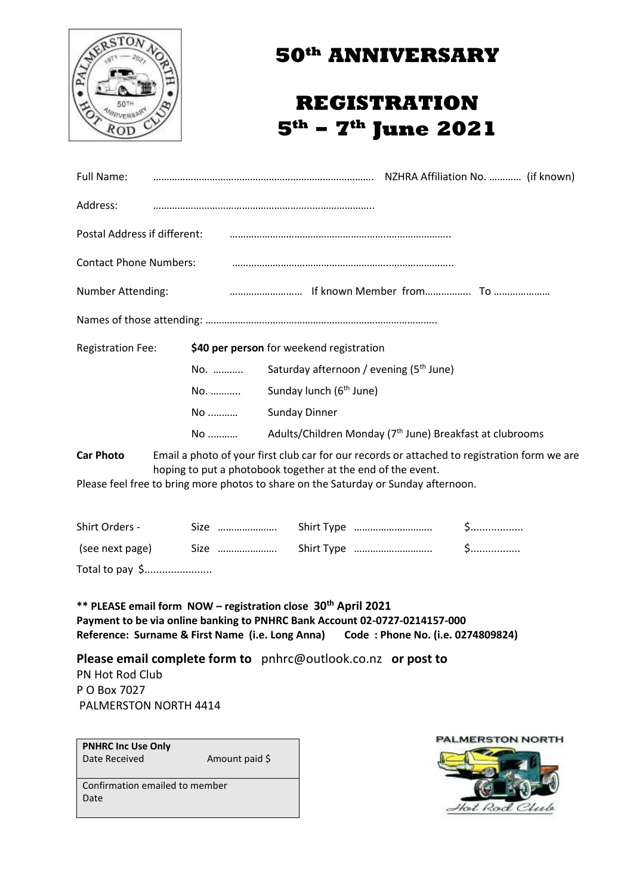# 50th ANNIVERSARY

# REGISTRATION
# 5th – 7th June 2021

Full Name: ………………………………………………………………………. NZHRA Affiliation No. ………… (if known)

Address: ……………………………………………………………………….

Postal Address if different: ……………………………………………………………………..

Contact Phone Numbers: ……………………………………………………………………..

Number Attending: ……………………… If known Member from…………….. To …………………

Names of those attending: …………………………………………………………………………..

Registration Fee: **$40 per person** for weekend registration

No. ……….. Saturday afternoon / evening (5th June)

No. ……….. Sunday lunch (6th June)

No ………. Sunday Dinner

No ………. Adults/Children Monday (7th June) Breakfast at clubrooms

**Car Photo** Email a photo of your first club car for our records or attached to registration form we are hoping to put a photobook together at the end of the event.

Please feel free to bring more photos to share on the Saturday or Sunday afternoon.

Shirt Orders - Size …………………. Shirt Type ……………………….. $.................

(see next page) Size …………………. Shirt Type ……………………….. $................

Total to pay $......................

**** PLEASE email form NOW – registration close 30th April 2021**
**Payment to be via online banking to PNHRC Bank Account 02-0727-0214157-000**
**Reference: Surname & First Name (i.e. Long Anna) Code : Phone No. (i.e. 0274809824)**

**Please email complete form to** pnhrc@outlook.co.nz **or post to**
PN Hot Rod Club
P O Box 7027
PALMERSTON NORTH 4414

| **PNHRC Inc Use Only** Date Received | Amount paid $ |
|---|---|
| Confirmation emailed to member Date | |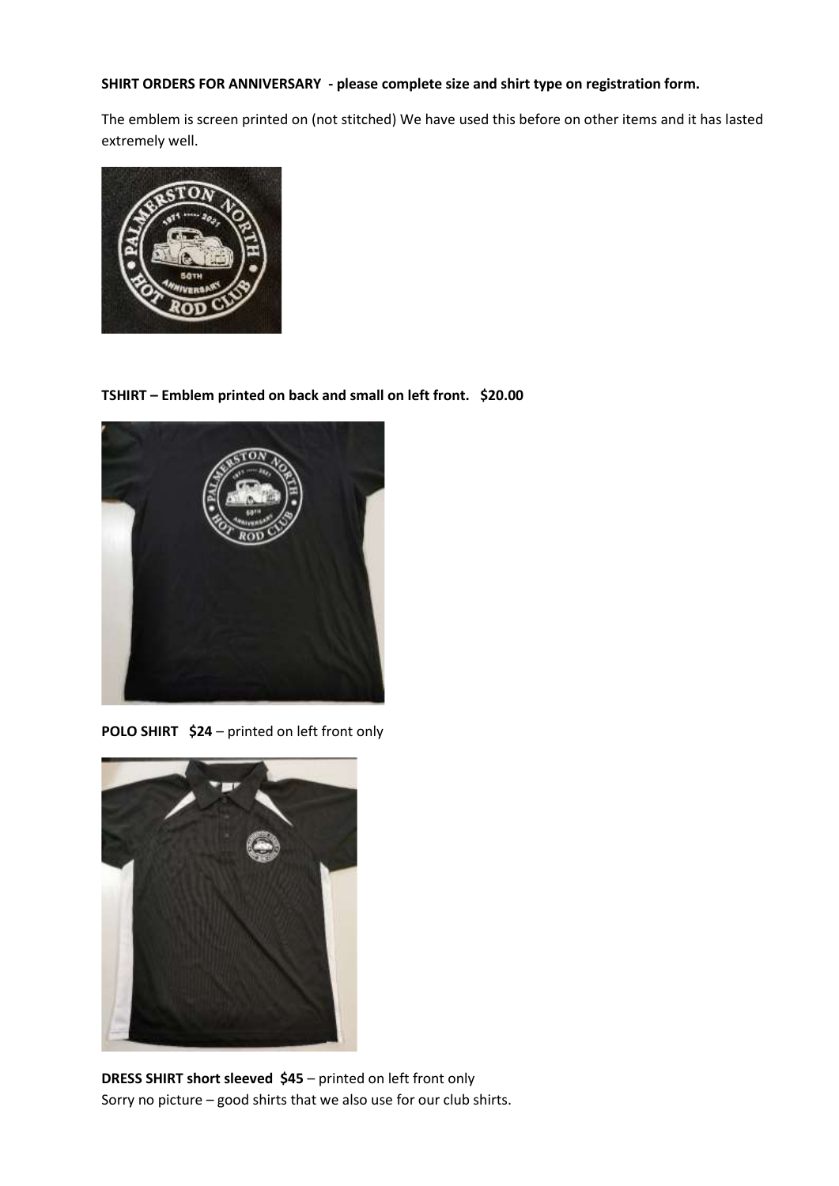**SHIRT ORDERS FOR ANNIVERSARY - please complete size and shirt type on registration form.**

The emblem is screen printed on (not stitched) We have used this before on other items and it has lasted extremely well.

**TSHIRT – Emblem printed on back and small on left front. $20.00**

**POLO SHIRT $24** – printed on left front only

**DRESS SHIRT short sleeved $45** – printed on left front only
Sorry no picture – good shirts that we also use for our club shirts.